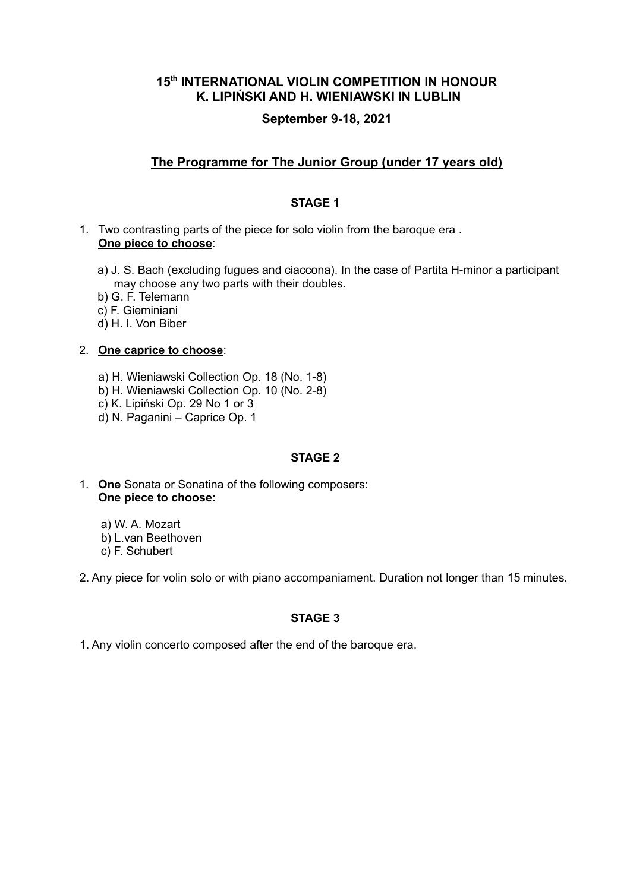# 15th INTERNATIONAL VIOLIN COMPETITION IN HONOUR K. LIPIŃSKI AND H. WIENIAWSKI IN LUBLIN

**September 9-18, 2021**

## <u>The Programme for The Junior Group (under 17 years old)</u>

### STAGE 1

1. Two contrasting parts of the piece for solo violin from the baroque era .
   **<u>One piece to choose</u>**:

   a) J. S. Bach (excluding fugues and ciaccona). In the case of Partita H-minor a participant may choose any two parts with their doubles.
   b) G. F. Telemann
   c) F. Gieminiani
   d) H. I. Von Biber

2. **<u>One caprice to choose</u>**:

   a) H. Wieniawski Collection Op. 18 (No. 1-8)
   b) H. Wieniawski Collection Op. 10 (No. 2-8)
   c) K. Lipiński Op. 29 No 1 or 3
   d) N. Paganini – Caprice Op. 1

### STAGE 2

1. **<u>One</u>** Sonata or Sonatina of the following composers:
   **<u>One piece to choose:</u>**

   a) W. A. Mozart
   b) L.van Beethoven
   c) F. Schubert

2. Any piece for volin solo or with piano accompaniament. Duration not longer than 15 minutes.

### STAGE 3

1. Any violin concerto composed after the end of the baroque era.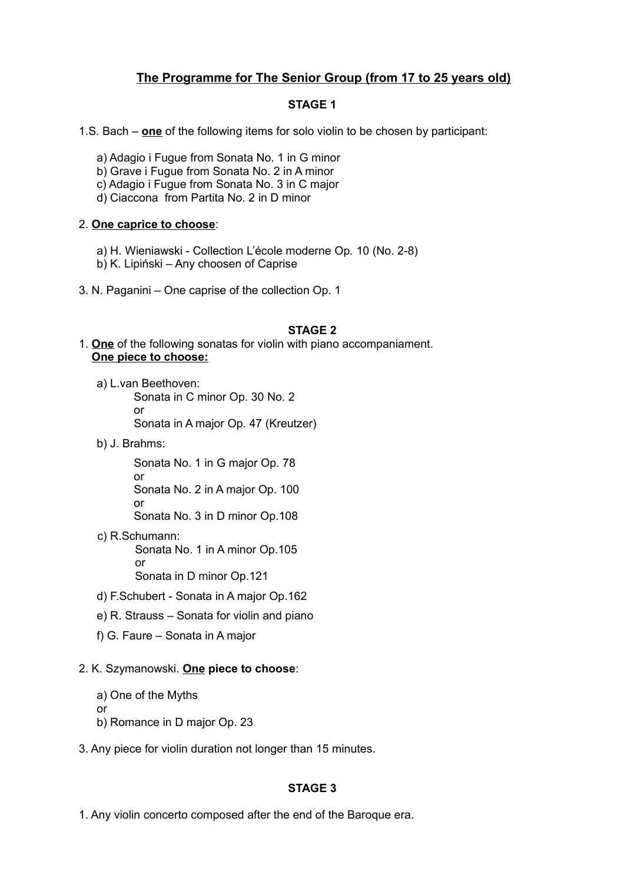## <u>The Programme for The Senior Group (from 17 to 25 years old)</u>

### STAGE 1

1.S. Bach – **<u>one</u>** of the following items for solo violin to be chosen by participant:

a) Adagio i Fugue from Sonata No. 1 in G minor
b) Grave i Fugue from Sonata No. 2 in A minor
c) Adagio i Fugue from Sonata No. 3 in C major
d) Ciaccona from Partita No. 2 in D minor

2. **<u>One caprice to choose</u>**:

a) H. Wieniawski - Collection L'école moderne Op. 10 (No. 2-8)
b) K. Lipiński – Any choosen of Caprise

3. N. Paganini – One caprise of the collection Op. 1

### STAGE 2

1. **<u>One</u>** of the following sonatas for violin with piano accompaniament.
**<u>One piece to choose:</u>**

a) L.van Beethoven:
Sonata in C minor Op. 30 No. 2
or
Sonata in A major Op. 47 (Kreutzer)

b) J. Brahms:
Sonata No. 1 in G major Op. 78
or
Sonata No. 2 in A major Op. 100
or
Sonata No. 3 in D minor Op.108

c) R.Schumann:
Sonata No. 1 in A minor Op.105
or
Sonata in D minor Op.121

d) F.Schubert - Sonata in A major Op.162

e) R. Strauss – Sonata for violin and piano

f) G. Faure – Sonata in A major

2. K. Szymanowski. **<u>One</u> piece to choose**:

a) One of the Myths
or
b) Romance in D major Op. 23

3. Any piece for violin duration not longer than 15 minutes.

### STAGE 3

1. Any violin concerto composed after the end of the Baroque era.